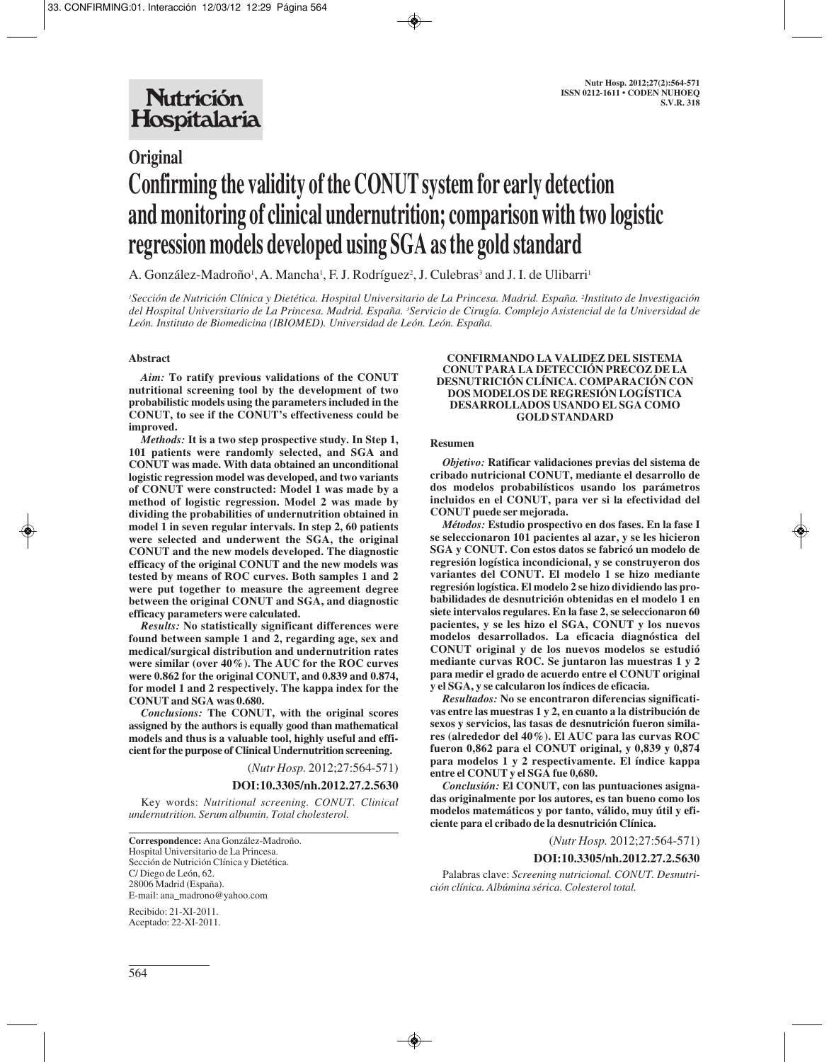# Original

# Confirming the validity of the CONUT system for early detection and monitoring of clinical undernutrition; comparison with two logistic regression models developed using SGA as the gold standard

A. González-Madroño[1], A. Mancha[1], F. J. Rodríguez[2], J. Culebras[3] and J. I. de Ulibarri[1]

[1]Sección de Nutrición Clínica y Dietética. Hospital Universitario de La Princesa. Madrid. España. [2]Instituto de Investigación del Hospital Universitario de La Princesa. Madrid. España. [3]Servicio de Cirugía. Complejo Asistencial de la Universidad de León. Instituto de Biomedicina (IBIOMED). Universidad de León. León. España.

## Abstract

***Aim:*** **To ratify previous validations of the CONUT nutritional screening tool by the development of two probabilistic models using the parameters included in the CONUT, to see if the CONUT's effectiveness could be improved.**

***Methods:*** **It is a two step prospective study. In Step 1, 101 patients were randomly selected, and SGA and CONUT was made. With data obtained an unconditional logistic regression model was developed, and two variants of CONUT were constructed: Model 1 was made by a method of logistic regression. Model 2 was made by dividing the probabilities of undernutrition obtained in model 1 in seven regular intervals. In step 2, 60 patients were selected and underwent the SGA, the original CONUT and the new models developed. The diagnostic efficacy of the original CONUT and the new models was tested by means of ROC curves. Both samples 1 and 2 were put together to measure the agreement degree between the original CONUT and SGA, and diagnostic efficacy parameters were calculated.**

***Results:*** **No statistically significant differences were found between sample 1 and 2, regarding age, sex and medical/surgical distribution and undernutrition rates were similar (over 40%). The AUC for the ROC curves were 0.862 for the original CONUT, and 0.839 and 0.874, for model 1 and 2 respectively. The kappa index for the CONUT and SGA was 0.680.**

***Conclusions:*** **The CONUT, with the original scores assigned by the authors is equally good than mathematical models and thus is a valuable tool, highly useful and efficient for the purpose of Clinical Undernutrition screening.**

(*Nutr Hosp.* 2012;27:564-571)

**DOI:10.3305/nh.2012.27.2.5630**

Key words: *Nutritional screening. CONUT. Clinical undernutrition. Serum albumin. Total cholesterol.*

**Correspondence:** Ana González-Madroño.
Hospital Universitario de La Princesa.
Sección de Nutrición Clínica y Dietética.
C/ Diego de León, 62.
28006 Madrid (España).
E-mail: ana_madrono@yahoo.com

Recibido: 21-XI-2011.
Aceptado: 22-XI-2011.

**CONFIRMANDO LA VALIDEZ DEL SISTEMA CONUT PARA LA DETECCIÓN PRECOZ DE LA DESNUTRICIÓN CLÍNICA. COMPARACIÓN CON DOS MODELOS DE REGRESIÓN LOGÍSTICA DESARROLLADOS USANDO EL SGA COMO GOLD STANDARD**

## Resumen

***Objetivo:*** **Ratificar validaciones previas del sistema de cribado nutricional CONUT, mediante el desarrollo de dos modelos probabilísticos usando los parámetros incluidos en el CONUT, para ver si la efectividad del CONUT puede ser mejorada.**

***Métodos:*** **Estudio prospectivo en dos fases. En la fase I se seleccionaron 101 pacientes al azar, y se les hicieron SGA y CONUT. Con estos datos se fabricó un modelo de regresión logística incondicional, y se construyeron dos variantes del CONUT. El modelo 1 se hizo mediante regresión logística. El modelo 2 se hizo dividiendo las probabilidades de desnutrición obtenidas en el modelo 1 en siete intervalos regulares. En la fase 2, se seleccionaron 60 pacientes, y se les hizo el SGA, CONUT y los nuevos modelos desarrollados. La eficacia diagnóstica del CONUT original y de los nuevos modelos se estudió mediante curvas ROC. Se juntaron las muestras 1 y 2 para medir el grado de acuerdo entre el CONUT original y el SGA, y se calcularon los índices de eficacia.**

***Resultados:*** **No se encontraron diferencias significativas entre las muestras 1 y 2, en cuanto a la distribución de sexos y servicios, las tasas de desnutrición fueron similares (alrededor del 40%). El AUC para las curvas ROC fueron 0,862 para el CONUT original, y 0,839 y 0,874 para modelos 1 y 2 respectivamente. El índice kappa entre el CONUT y el SGA fue 0,680.**

***Conclusión:*** **El CONUT, con las puntuaciones asignadas originalmente por los autores, es tan bueno como los modelos matemáticos y por tanto, válido, muy útil y eficiente para el cribado de la desnutrición Clínica.**

(*Nutr Hosp.* 2012;27:564-571)

**DOI:10.3305/nh.2012.27.2.5630**

Palabras clave: *Screening nutricional. CONUT. Desnutrición clínica. Albúmina sérica. Colesterol total.*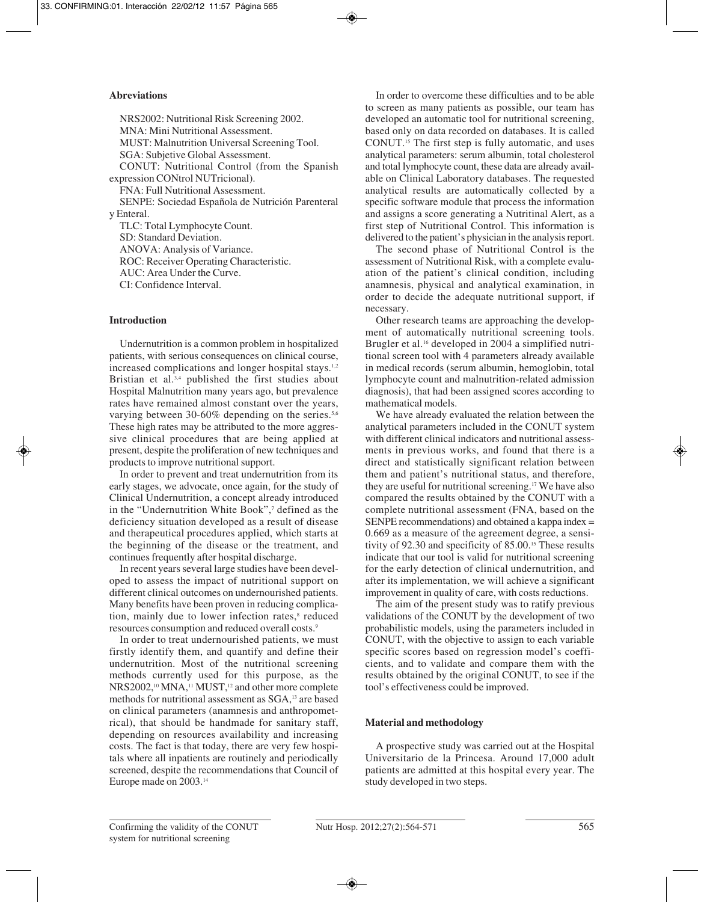### Abreviations

NRS2002: Nutritional Risk Screening 2002.
MNA: Mini Nutritional Assessment.
MUST: Malnutrition Universal Screening Tool.
SGA: Subjetive Global Assessment.
CONUT: Nutritional Control (from the Spanish expression CONtrol NUTricional).
FNA: Full Nutritional Assessment.
SENPE: Sociedad Española de Nutrición Parenteral y Enteral.
TLC: Total Lymphocyte Count.
SD: Standard Deviation.
ANOVA: Analysis of Variance.
ROC: Receiver Operating Characteristic.
AUC: Area Under the Curve.
CI: Confidence Interval.

### Introduction

Undernutrition is a common problem in hospitalized patients, with serious consequences on clinical course, increased complications and longer hospital stays.[1,2] Bristian et al.[3,4] published the first studies about Hospital Malnutrition many years ago, but prevalence rates have remained almost constant over the years, varying between 30-60% depending on the series.[5,6] These high rates may be attributed to the more aggressive clinical procedures that are being applied at present, despite the proliferation of new techniques and products to improve nutritional support.

In order to prevent and treat undernutrition from its early stages, we advocate, once again, for the study of Clinical Undernutrition, a concept already introduced in the "Undernutrition White Book",[7] defined as the deficiency situation developed as a result of disease and therapeutical procedures applied, which starts at the beginning of the disease or the treatment, and continues frequently after hospital discharge.

In recent years several large studies have been developed to assess the impact of nutritional support on different clinical outcomes on undernourished patients. Many benefits have been proven in reducing complication, mainly due to lower infection rates,[8] reduced resources consumption and reduced overall costs.[9]

In order to treat undernourished patients, we must firstly identify them, and quantify and define their undernutrition. Most of the nutritional screening methods currently used for this purpose, as the NRS2002,[10] MNA,[11] MUST,[12] and other more complete methods for nutritional assessment as SGA,[13] are based on clinical parameters (anamnesis and anthropometrical), that should be handmade for sanitary staff, depending on resources availability and increasing costs. The fact is that today, there are very few hospitals where all inpatients are routinely and periodically screened, despite the recommendations that Council of Europe made on 2003.[14]

In order to overcome these difficulties and to be able to screen as many patients as possible, our team has developed an automatic tool for nutritional screening, based only on data recorded on databases. It is called CONUT.[15] The first step is fully automatic, and uses analytical parameters: serum albumin, total cholesterol and total lymphocyte count, these data are already available on Clinical Laboratory databases. The requested analytical results are automatically collected by a specific software module that process the information and assigns a score generating a Nutritinal Alert, as a first step of Nutritional Control. This information is delivered to the patient's physician in the analysis report.

The second phase of Nutritional Control is the assessment of Nutritional Risk, with a complete evaluation of the patient's clinical condition, including anamnesis, physical and analytical examination, in order to decide the adequate nutritional support, if necessary.

Other research teams are approaching the development of automatically nutritional screening tools. Brugler et al.[16] developed in 2004 a simplified nutritional screen tool with 4 parameters already available in medical records (serum albumin, hemoglobin, total lymphocyte count and malnutrition-related admission diagnosis), that had been assigned scores according to mathematical models.

We have already evaluated the relation between the analytical parameters included in the CONUT system with different clinical indicators and nutritional assessments in previous works, and found that there is a direct and statistically significant relation between them and patient's nutritional status, and therefore, they are useful for nutritional screening.[17] We have also compared the results obtained by the CONUT with a complete nutritional assessment (FNA, based on the SENPE recommendations) and obtained a kappa index = 0.669 as a measure of the agreement degree, a sensitivity of 92.30 and specificity of 85.00.[15] These results indicate that our tool is valid for nutritional screening for the early detection of clinical undernutrition, and after its implementation, we will achieve a significant improvement in quality of care, with costs reductions.

The aim of the present study was to ratify previous validations of the CONUT by the development of two probabilistic models, using the parameters included in CONUT, with the objective to assign to each variable specific scores based on regression model's coefficients, and to validate and compare them with the results obtained by the original CONUT, to see if the tool's effectiveness could be improved.

### Material and methodology

A prospective study was carried out at the Hospital Universitario de la Princesa. Around 17,000 adult patients are admitted at this hospital every year. The study developed in two steps.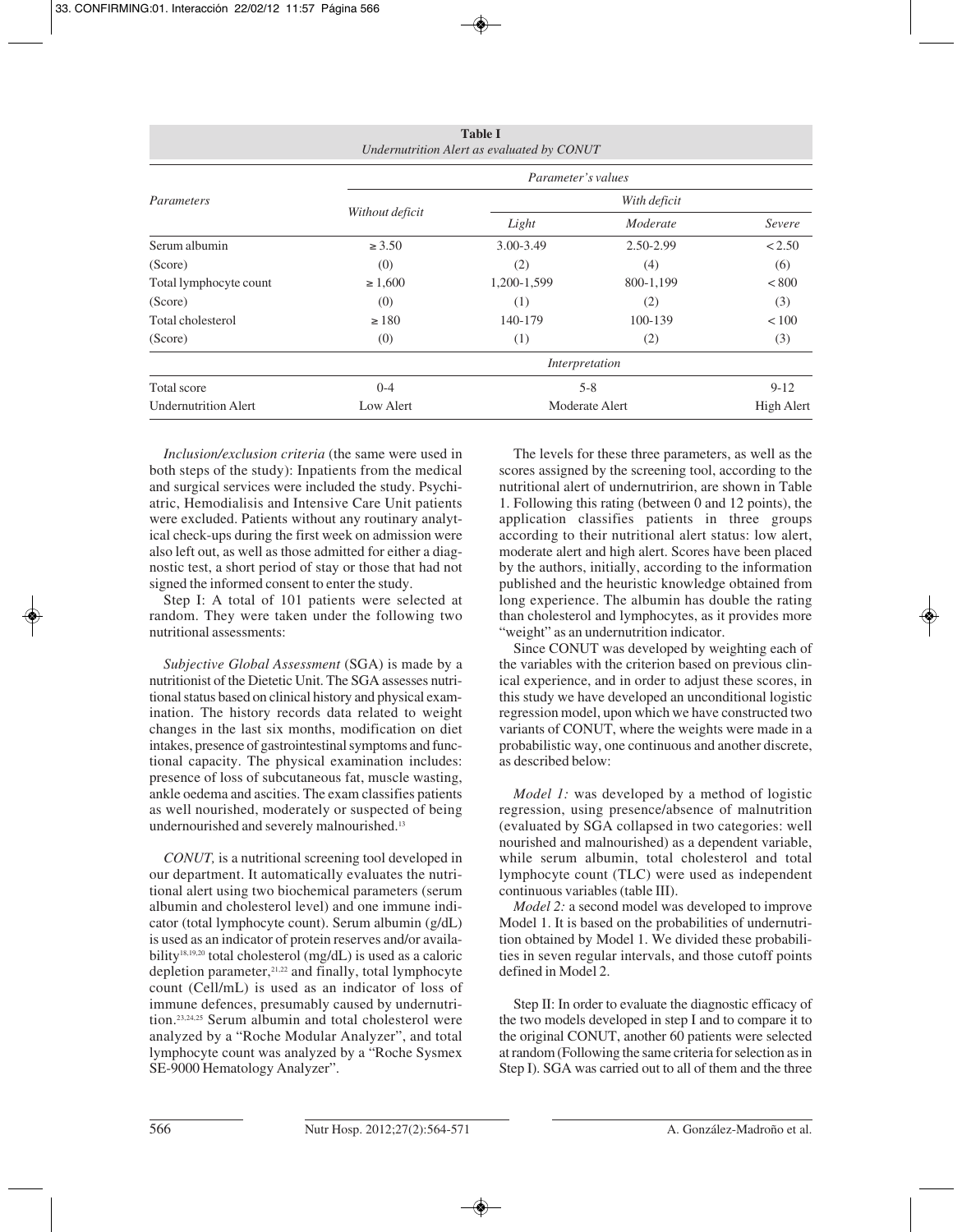**Table I**
*Undernutrition Alert as evaluated by CONUT*

| *Parameters* | *Parameter's values* | | | |
|---|---|---|---|---|
| | *Without deficit* | *With deficit* | | |
| | | *Light* | *Moderate* | *Severe* |
| Serum albumin | ≥ 3.50 | 3.00-3.49 | 2.50-2.99 | < 2.50 |
| (Score) | (0) | (2) | (4) | (6) |
| Total lymphocyte count | ≥ 1,600 | 1,200-1,599 | 800-1,199 | < 800 |
| (Score) | (0) | (1) | (2) | (3) |
| Total cholesterol | ≥ 180 | 140-179 | 100-139 | < 100 |
| (Score) | (0) | (1) | (2) | (3) |
| | *Interpretation* | | | |
| Total score | 0-4 | 5-8 | | 9-12 |
| Undernutrition Alert | Low Alert | Moderate Alert | | High Alert |

*Inclusion/exclusion criteria* (the same were used in both steps of the study): Inpatients from the medical and surgical services were included the study. Psychiatric, Hemodialisis and Intensive Care Unit patients were excluded. Patients without any routinary analytical check-ups during the first week on admission were also left out, as well as those admitted for either a diagnostic test, a short period of stay or those that had not signed the informed consent to enter the study.

Step I: A total of 101 patients were selected at random. They were taken under the following two nutritional assessments:

*Subjective Global Assessment* (SGA) is made by a nutritionist of the Dietetic Unit. The SGA assesses nutritional status based on clinical history and physical examination. The history records data related to weight changes in the last six months, modification on diet intakes, presence of gastrointestinal symptoms and functional capacity. The physical examination includes: presence of loss of subcutaneous fat, muscle wasting, ankle oedema and ascities. The exam classifies patients as well nourished, moderately or suspected of being undernourished and severely malnourished.[13]

*CONUT,* is a nutritional screening tool developed in our department. It automatically evaluates the nutritional alert using two biochemical parameters (serum albumin and cholesterol level) and one immune indicator (total lymphocyte count). Serum albumin (g/dL) is used as an indicator of protein reserves and/or availability[18,19,20] total cholesterol (mg/dL) is used as a caloric depletion parameter,[21,22] and finally, total lymphocyte count (Cell/mL) is used as an indicator of loss of immune defences, presumably caused by undernutrition.[23,24,25] Serum albumin and total cholesterol were analyzed by a "Roche Modular Analyzer", and total lymphocyte count was analyzed by a "Roche Sysmex SE-9000 Hematology Analyzer".

The levels for these three parameters, as well as the scores assigned by the screening tool, according to the nutritional alert of undernutririon, are shown in Table 1. Following this rating (between 0 and 12 points), the application classifies patients in three groups according to their nutritional alert status: low alert, moderate alert and high alert. Scores have been placed by the authors, initially, according to the information published and the heuristic knowledge obtained from long experience. The albumin has double the rating than cholesterol and lymphocytes, as it provides more "weight" as an undernutrition indicator.

Since CONUT was developed by weighting each of the variables with the criterion based on previous clinical experience, and in order to adjust these scores, in this study we have developed an unconditional logistic regression model, upon which we have constructed two variants of CONUT, where the weights were made in a probabilistic way, one continuous and another discrete, as described below:

*Model 1:* was developed by a method of logistic regression, using presence/absence of malnutrition (evaluated by SGA collapsed in two categories: well nourished and malnourished) as a dependent variable, while serum albumin, total cholesterol and total lymphocyte count (TLC) were used as independent continuous variables (table III).

*Model 2:* a second model was developed to improve Model 1. It is based on the probabilities of undernutrition obtained by Model 1. We divided these probabilities in seven regular intervals, and those cutoff points defined in Model 2.

Step II: In order to evaluate the diagnostic efficacy of the two models developed in step I and to compare it to the original CONUT, another 60 patients were selected at random (Following the same criteria for selection as in Step I). SGA was carried out to all of them and the three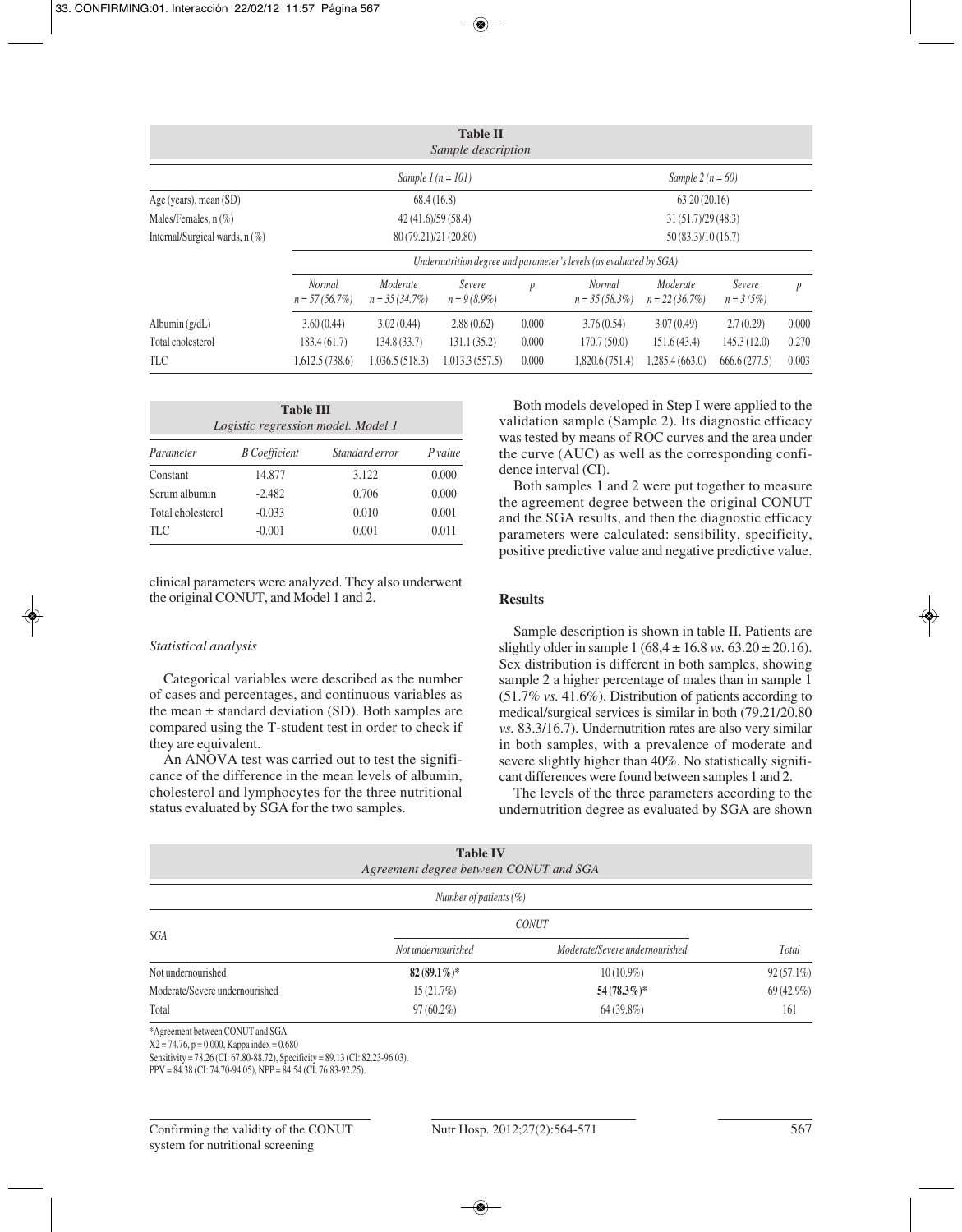**Table II**
*Sample description*

| | *Sample 1 (n = 101)* | | | | *Sample 2 (n = 60)* | | | |
|---|---|---|---|---|---|---|---|---|
| Age (years), mean (SD) | 68.4 (16.8) | | | | 63.20 (20.16) | | | |
| Males/Females, n (%) | 42 (41.6)/59 (58.4) | | | | 31 (51.7)/29 (48.3) | | | |
| Internal/Surgical wards, n (%) | 80 (79.21)/21 (20.80) | | | | 50 (83.3)/10 (16.7) | | | |
| | *Undernutrition degree and parameter's levels (as evaluated by SGA)* | | | | | | | |
| | *Normal n = 57 (56.7%)* | *Moderate n = 35 (34.7%)* | *Severe n = 9 (8.9%)* | *p* | *Normal n = 35 (58.3%)* | *Moderate n = 22 (36.7%)* | *Severe n = 3 (5%)* | *p* |
| Albumin (g/dL) | 3.60 (0.44) | 3.02 (0.44) | 2.88 (0.62) | 0.000 | 3.76 (0.54) | 3.07 (0.49) | 2.7 (0.29) | 0.000 |
| Total cholesterol | 183.4 (61.7) | 134.8 (33.7) | 131.1 (35.2) | 0.000 | 170.7 (50.0) | 151.6 (43.4) | 145.3 (12.0) | 0.270 |
| TLC | 1,612.5 (738.6) | 1,036.5 (518.3) | 1,013.3 (557.5) | 0.000 | 1,820.6 (751.4) | 1,285.4 (663.0) | 666.6 (277.5) | 0.003 |

**Table III**
*Logistic regression model. Model 1*

| *Parameter* | *B Coefficient* | *Standard error* | *P value* |
|---|---|---|---|
| Constant | 14.877 | 3.122 | 0.000 |
| Serum albumin | -2.482 | 0.706 | 0.000 |
| Total cholesterol | -0.033 | 0.010 | 0.001 |
| TLC | -0.001 | 0.001 | 0.011 |

clinical parameters were analyzed. They also underwent the original CONUT, and Model 1 and 2.

*Statistical analysis*

Categorical variables were described as the number of cases and percentages, and continuous variables as the mean ± standard deviation (SD). Both samples are compared using the T-student test in order to check if they are equivalent.

An ANOVA test was carried out to test the significance of the difference in the mean levels of albumin, cholesterol and lymphocytes for the three nutritional status evaluated by SGA for the two samples.

Both models developed in Step I were applied to the validation sample (Sample 2). Its diagnostic efficacy was tested by means of ROC curves and the area under the curve (AUC) as well as the corresponding confidence interval (CI).

Both samples 1 and 2 were put together to measure the agreement degree between the original CONUT and the SGA results, and then the diagnostic efficacy parameters were calculated: sensibility, specificity, positive predictive value and negative predictive value.

## Results

Sample description is shown in table II. Patients are slightly older in sample 1 (68,4 ± 16.8 *vs.* 63.20 ± 20.16). Sex distribution is different in both samples, showing sample 2 a higher percentage of males than in sample 1 (51.7% *vs.* 41.6%). Distribution of patients according to medical/surgical services is similar in both (79.21/20.80 *vs.* 83.3/16.7). Undernutrition rates are also very similar in both samples, with a prevalence of moderate and severe slightly higher than 40%. No statistically significant differences were found between samples 1 and 2.

The levels of the three parameters according to the undernutrition degree as evaluated by SGA are shown

**Table IV**
*Agreement degree between CONUT and SGA*

| | *Number of patients (%)* | | |
|---|---|---|---|
| *SGA* | *CONUT* | | |
| | *Not undernourished* | *Moderate/Severe undernourished* | *Total* |
| Not undernourished | **82 (89.1%)*** | 10 (10.9%) | 92 (57.1%) |
| Moderate/Severe undernourished | 15 (21.7%) | **54 (78.3%)*** | 69 (42.9%) |
| Total | 97 (60.2%) | 64 (39.8%) | 161 |

*Agreement between CONUT and SGA.
X2 = 74.76, p = 0.000, Kappa index = 0.680
Sensitivity = 78.26 (CI: 67.80-88.72), Specificity = 89.13 (CI: 82.23-96.03).
PPV = 84.38 (CI: 74.70-94.05), NPP = 84.54 (CI: 76.83-92.25).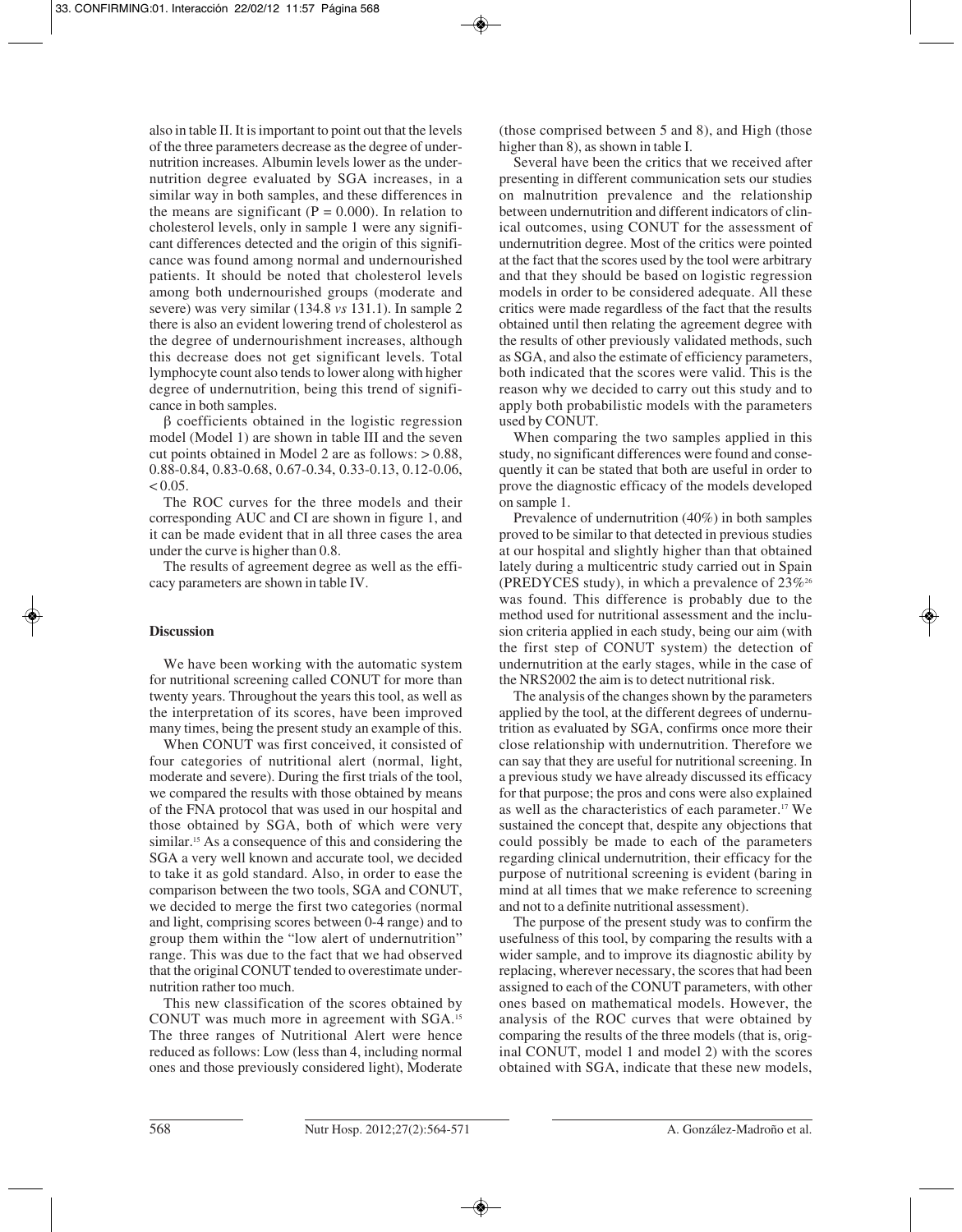also in table II. It is important to point out that the levels of the three parameters decrease as the degree of undernutrition increases. Albumin levels lower as the undernutrition degree evaluated by SGA increases, in a similar way in both samples, and these differences in the means are significant ($P = 0.000$). In relation to cholesterol levels, only in sample 1 were any significant differences detected and the origin of this significance was found among normal and undernourished patients. It should be noted that cholesterol levels among both undernourished groups (moderate and severe) was very similar (134.8 *vs* 131.1). In sample 2 there is also an evident lowering trend of cholesterol as the degree of undernourishment increases, although this decrease does not get significant levels. Total lymphocyte count also tends to lower along with higher degree of undernutrition, being this trend of significance in both samples.

$\beta$ coefficients obtained in the logistic regression model (Model 1) are shown in table III and the seven cut points obtained in Model 2 are as follows: > 0.88, 0.88-0.84, 0.83-0.68, 0.67-0.34, 0.33-0.13, 0.12-0.06, < 0.05.

The ROC curves for the three models and their corresponding AUC and CI are shown in figure 1, and it can be made evident that in all three cases the area under the curve is higher than 0.8.

The results of agreement degree as well as the efficacy parameters are shown in table IV.

## Discussion

We have been working with the automatic system for nutritional screening called CONUT for more than twenty years. Throughout the years this tool, as well as the interpretation of its scores, have been improved many times, being the present study an example of this.

When CONUT was first conceived, it consisted of four categories of nutritional alert (normal, light, moderate and severe). During the first trials of the tool, we compared the results with those obtained by means of the FNA protocol that was used in our hospital and those obtained by SGA, both of which were very similar.[15] As a consequence of this and considering the SGA a very well known and accurate tool, we decided to take it as gold standard. Also, in order to ease the comparison between the two tools, SGA and CONUT, we decided to merge the first two categories (normal and light, comprising scores between 0-4 range) and to group them within the "low alert of undernutrition" range. This was due to the fact that we had observed that the original CONUT tended to overestimate undernutrition rather too much.

This new classification of the scores obtained by CONUT was much more in agreement with SGA.[15] The three ranges of Nutritional Alert were hence reduced as follows: Low (less than 4, including normal ones and those previously considered light), Moderate (those comprised between 5 and 8), and High (those higher than 8), as shown in table I.

Several have been the critics that we received after presenting in different communication sets our studies on malnutrition prevalence and the relationship between undernutrition and different indicators of clinical outcomes, using CONUT for the assessment of undernutrition degree. Most of the critics were pointed at the fact that the scores used by the tool were arbitrary and that they should be based on logistic regression models in order to be considered adequate. All these critics were made regardless of the fact that the results obtained until then relating the agreement degree with the results of other previously validated methods, such as SGA, and also the estimate of efficiency parameters, both indicated that the scores were valid. This is the reason why we decided to carry out this study and to apply both probabilistic models with the parameters used by CONUT.

When comparing the two samples applied in this study, no significant differences were found and consequently it can be stated that both are useful in order to prove the diagnostic efficacy of the models developed on sample 1.

Prevalence of undernutrition (40%) in both samples proved to be similar to that detected in previous studies at our hospital and slightly higher than that obtained lately during a multicentric study carried out in Spain (PREDYCES study), in which a prevalence of 23%[26] was found. This difference is probably due to the method used for nutritional assessment and the inclusion criteria applied in each study, being our aim (with the first step of CONUT system) the detection of undernutrition at the early stages, while in the case of the NRS2002 the aim is to detect nutritional risk.

The analysis of the changes shown by the parameters applied by the tool, at the different degrees of undernutrition as evaluated by SGA, confirms once more their close relationship with undernutrition. Therefore we can say that they are useful for nutritional screening. In a previous study we have already discussed its efficacy for that purpose; the pros and cons were also explained as well as the characteristics of each parameter.[17] We sustained the concept that, despite any objections that could possibly be made to each of the parameters regarding clinical undernutrition, their efficacy for the purpose of nutritional screening is evident (baring in mind at all times that we make reference to screening and not to a definite nutritional assessment).

The purpose of the present study was to confirm the usefulness of this tool, by comparing the results with a wider sample, and to improve its diagnostic ability by replacing, wherever necessary, the scores that had been assigned to each of the CONUT parameters, with other ones based on mathematical models. However, the analysis of the ROC curves that were obtained by comparing the results of the three models (that is, original CONUT, model 1 and model 2) with the scores obtained with SGA, indicate that these new models,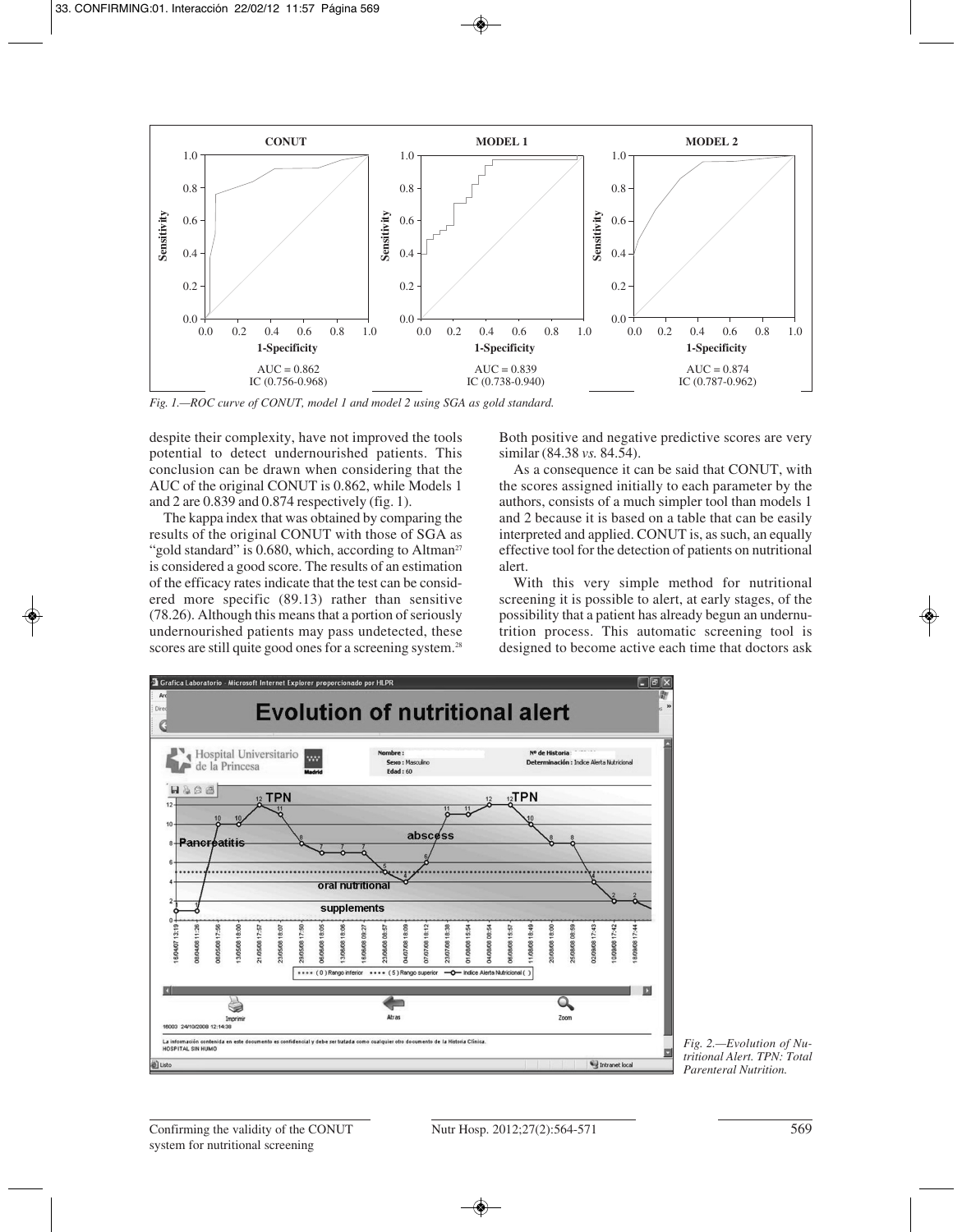*Fig. 1.—ROC curve of CONUT, model 1 and model 2 using SGA as gold standard.*

despite their complexity, have not improved the tools potential to detect undernourished patients. This conclusion can be drawn when considering that the AUC of the original CONUT is 0.862, while Models 1 and 2 are 0.839 and 0.874 respectively (fig. 1).

The kappa index that was obtained by comparing the results of the original CONUT with those of SGA as "gold standard" is 0.680, which, according to Altman[27] is considered a good score. The results of an estimation of the efficacy rates indicate that the test can be considered more specific (89.13) rather than sensitive (78.26). Although this means that a portion of seriously undernourished patients may pass undetected, these scores are still quite good ones for a screening system.[28] Both positive and negative predictive scores are very similar (84.38 *vs.* 84.54).

As a consequence it can be said that CONUT, with the scores assigned initially to each parameter by the authors, consists of a much simpler tool than models 1 and 2 because it is based on a table that can be easily interpreted and applied. CONUT is, as such, an equally effective tool for the detection of patients on nutritional alert.

With this very simple method for nutritional screening it is possible to alert, at early stages, of the possibility that a patient has already begun an undernutrition process. This automatic screening tool is designed to become active each time that doctors ask

*Fig. 2.—Evolution of Nutritional Alert. TPN: Total Parenteral Nutrition.*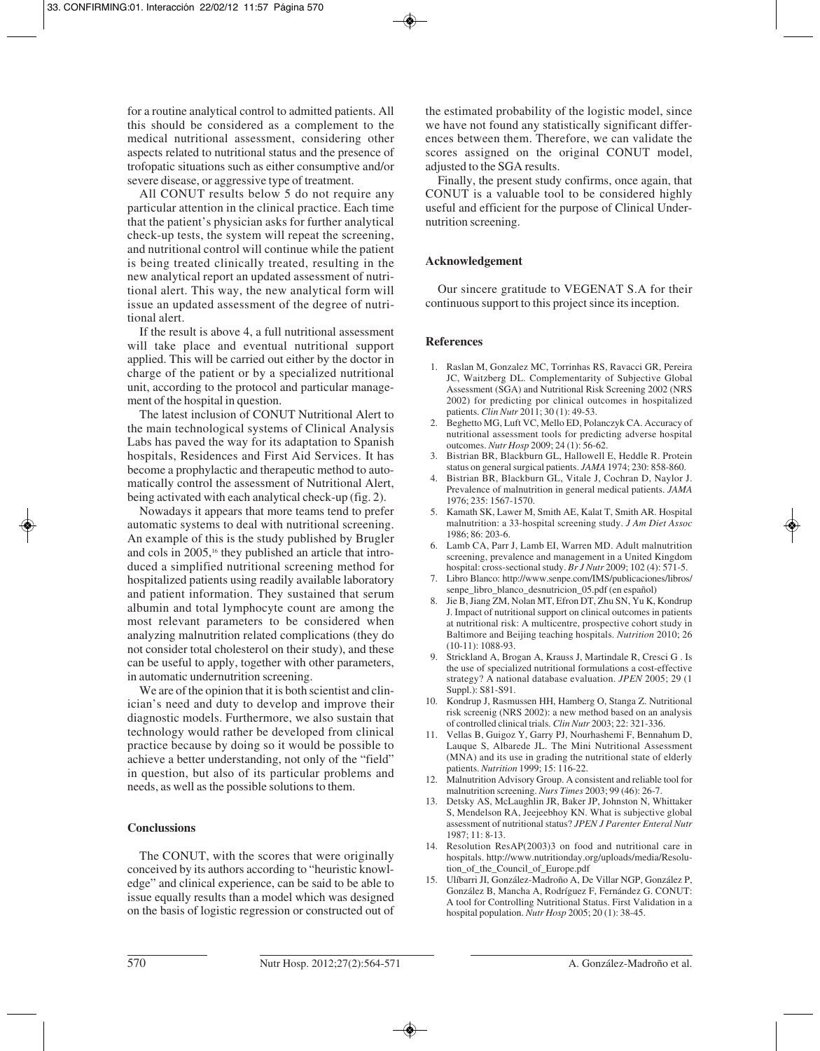for a routine analytical control to admitted patients. All this should be considered as a complement to the medical nutritional assessment, considering other aspects related to nutritional status and the presence of trofopatic situations such as either consumptive and/or severe disease, or aggressive type of treatment.

All CONUT results below 5 do not require any particular attention in the clinical practice. Each time that the patient's physician asks for further analytical check-up tests, the system will repeat the screening, and nutritional control will continue while the patient is being treated clinically treated, resulting in the new analytical report an updated assessment of nutritional alert. This way, the new analytical form will issue an updated assessment of the degree of nutritional alert.

If the result is above 4, a full nutritional assessment will take place and eventual nutritional support applied. This will be carried out either by the doctor in charge of the patient or by a specialized nutritional unit, according to the protocol and particular management of the hospital in question.

The latest inclusion of CONUT Nutritional Alert to the main technological systems of Clinical Analysis Labs has paved the way for its adaptation to Spanish hospitals, Residences and First Aid Services. It has become a prophylactic and therapeutic method to automatically control the assessment of Nutritional Alert, being activated with each analytical check-up (fig. 2).

Nowadays it appears that more teams tend to prefer automatic systems to deal with nutritional screening. An example of this is the study published by Brugler and cols in 2005,[16] they published an article that introduced a simplified nutritional screening method for hospitalized patients using readily available laboratory and patient information. They sustained that serum albumin and total lymphocyte count are among the most relevant parameters to be considered when analyzing malnutrition related complications (they do not consider total cholesterol on their study), and these can be useful to apply, together with other parameters, in automatic undernutrition screening.

We are of the opinion that it is both scientist and clinician's need and duty to develop and improve their diagnostic models. Furthermore, we also sustain that technology would rather be developed from clinical practice because by doing so it would be possible to achieve a better understanding, not only of the "field" in question, but also of its particular problems and needs, as well as the possible solutions to them.

## Conclussions

The CONUT, with the scores that were originally conceived by its authors according to "heuristic knowledge" and clinical experience, can be said to be able to issue equally results than a model which was designed on the basis of logistic regression or constructed out of the estimated probability of the logistic model, since we have not found any statistically significant differences between them. Therefore, we can validate the scores assigned on the original CONUT model, adjusted to the SGA results.

Finally, the present study confirms, once again, that CONUT is a valuable tool to be considered highly useful and efficient for the purpose of Clinical Undernutrition screening.

## Acknowledgement

Our sincere gratitude to VEGENAT S.A for their continuous support to this project since its inception.

## References

1. Raslan M, Gonzalez MC, Torrinhas RS, Ravacci GR, Pereira JC, Waitzberg DL. Complementarity of Subjective Global Assessment (SGA) and Nutritional Risk Screening 2002 (NRS 2002) for predicting por clinical outcomes in hospitalized patients. *Clin Nutr* 2011; 30 (1): 49-53.
2. Beghetto MG, Luft VC, Mello ED, Polanczyk CA. Accuracy of nutritional assessment tools for predicting adverse hospital outcomes. *Nutr Hosp* 2009; 24 (1): 56-62.
3. Bistrian BR, Blackburn GL, Hallowell E, Heddle R. Protein status on general surgical patients. *JAMA* 1974; 230: 858-860.
4. Bistrian BR, Blackburn GL, Vitale J, Cochran D, Naylor J. Prevalence of malnutrition in general medical patients. *JAMA* 1976; 235: 1567-1570.
5. Kamath SK, Lawer M, Smith AE, Kalat T, Smith AR. Hospital malnutrition: a 33-hospital screening study. *J Am Diet Assoc* 1986; 86: 203-6.
6. Lamb CA, Parr J, Lamb EI, Warren MD. Adult malnutrition screening, prevalence and management in a United Kingdom hospital: cross-sectional study. *Br J Nutr* 2009; 102 (4): 571-5.
7. Libro Blanco: http://www.senpe.com/IMS/publicaciones/libros/senpe_libro_blanco_desnutricion_05.pdf (en español)
8. Jie B, Jiang ZM, Nolan MT, Efron DT, Zhu SN, Yu K, Kondrup J. Impact of nutritional support on clinical outcomes in patients at nutritional risk: A multicentre, prospective cohort study in Baltimore and Beijing teaching hospitals. *Nutrition* 2010; 26 (10-11): 1088-93.
9. Strickland A, Brogan A, Krauss J, Martindale R, Cresci G . Is the use of specialized nutritional formulations a cost-effective strategy? A national database evaluation. *JPEN* 2005; 29 (1 Suppl.): S81-S91.
10. Kondrup J, Rasmussen HH, Hamberg O, Stanga Z. Nutritional risk screenig (NRS 2002): a new method based on an analysis of controlled clinical trials. *Clin Nutr* 2003; 22: 321-336.
11. Vellas B, Guigoz Y, Garry PJ, Nourhashemi F, Bennahum D, Lauque S, Albarede JL. The Mini Nutritional Assessment (MNA) and its use in grading the nutritional state of elderly patients. *Nutrition* 1999; 15: 116-22.
12. Malnutrition Advisory Group. A consistent and reliable tool for malnutrition screening. *Nurs Times* 2003; 99 (46): 26-7.
13. Detsky AS, McLaughlin JR, Baker JP, Johnston N, Whittaker S, Mendelson RA, Jeejeebhoy KN. What is subjective global assessment of nutritional status? *JPEN J Parenter Enteral Nutr* 1987; 11: 8-13.
14. Resolution ResAP(2003)3 on food and nutritional care in hospitals. http://www.nutritionday.org/uploads/media/Resolution_of_the_Council_of_Europe.pdf
15. Ulíbarri JI, González-Madroño A, De Villar NGP, González P, González B, Mancha A, Rodríguez F, Fernández G. CONUT: A tool for Controlling Nutritional Status. First Validation in a hospital population. *Nutr Hosp* 2005; 20 (1): 38-45.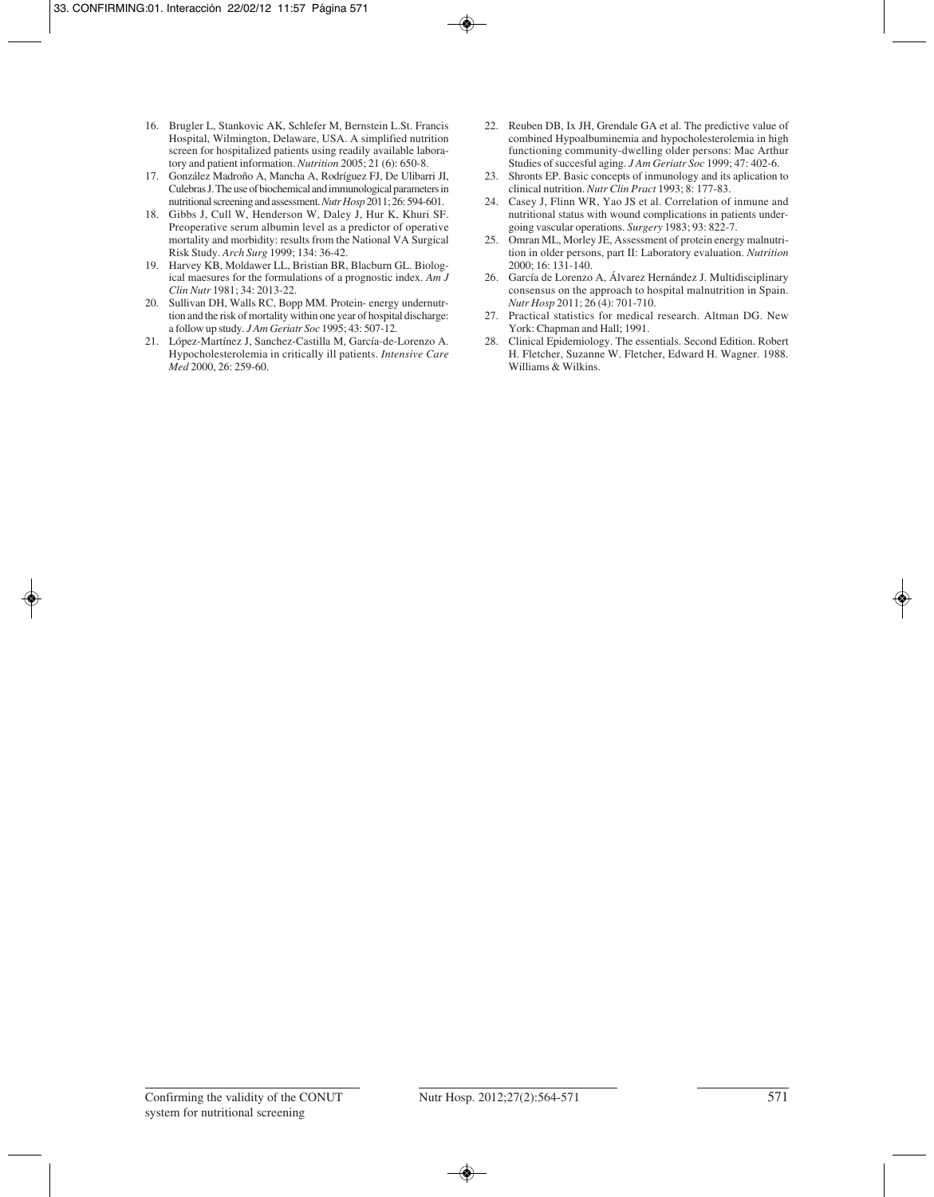16. Brugler L, Stankovic AK, Schlefer M, Bernstein L.St. Francis Hospital, Wilmington, Delaware, USA. A simplified nutrition screen for hospitalized patients using readily available laboratory and patient information. *Nutrition* 2005; 21 (6): 650-8.
17. González Madroño A, Mancha A, Rodríguez FJ, De Ulibarri JI, Culebras J. The use of biochemical and immunological parameters in nutritional screening and assessment. *Nutr Hosp* 2011; 26: 594-601.
18. Gibbs J, Cull W, Henderson W, Daley J, Hur K, Khuri SF. Preoperative serum albumin level as a predictor of operative mortality and morbidity: results from the National VA Surgical Risk Study. *Arch Surg* 1999; 134: 36-42.
19. Harvey KB, Moldawer LL, Bristian BR, Blacburn GL. Biological maesures for the formulations of a prognostic index. *Am J Clin Nutr* 1981; 34: 2013-22.
20. Sullivan DH, Walls RC, Bopp MM. Protein- energy undernutrtion and the risk of mortality within one year of hospital discharge: a follow up study. *J Am Geriatr Soc* 1995; 43: 507-12.
21. López-Martínez J, Sanchez-Castilla M, García-de-Lorenzo A. Hypocholesterolemia in critically ill patients. *Intensive Care Med* 2000, 26: 259-60.
22. Reuben DB, Ix JH, Grendale GA et al. The predictive value of combined Hypoalbuminemia and hypocholesterolemia in high functioning community-dwelling older persons: Mac Arthur Studies of succesful aging. *J Am Geriatr Soc* 1999; 47: 402-6.
23. Shronts EP. Basic concepts of inmunology and its aplication to clinical nutrition. *Nutr Clin Pract* 1993; 8: 177-83.
24. Casey J, Flinn WR, Yao JS et al. Correlation of inmune and nutritional status with wound complications in patients undergoing vascular operations. *Surgery* 1983; 93: 822-7.
25. Omran ML, Morley JE, Assessment of protein energy malnutrition in older persons, part II: Laboratory evaluation. *Nutrition* 2000; 16: 131-140.
26. García de Lorenzo A, Álvarez Hernández J. Multidisciplinary consensus on the approach to hospital malnutrition in Spain. *Nutr Hosp* 2011; 26 (4): 701-710.
27. Practical statistics for medical research. Altman DG. New York: Chapman and Hall; 1991.
28. Clinical Epidemiology. The essentials. Second Edition. Robert H. Fletcher, Suzanne W. Fletcher, Edward H. Wagner. 1988. Williams & Wilkins.